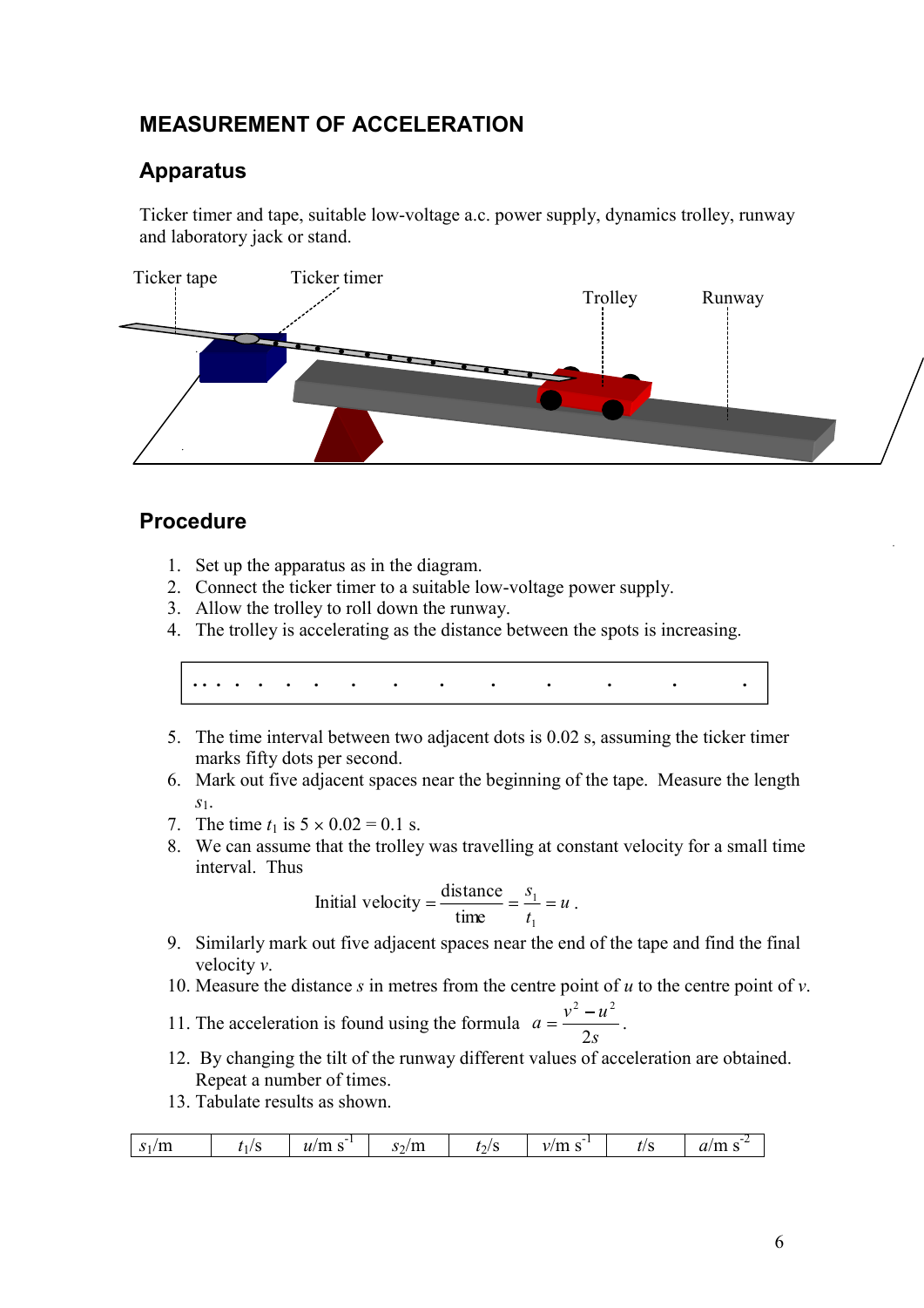## MEASUREMENT OF ACCELERATION

### Apparatus

Ticker timer and tape, suitable low-voltage a.c. power supply, dynamics trolley, runway and laboratory jack or stand.

Ticker tape　　Ticker timer　　Trolley　　Runway

### Procedure

1. Set up the apparatus as in the diagram.
2. Connect the ticker timer to a suitable low-voltage power supply.
3. Allow the trolley to roll down the runway.
4. The trolley is accelerating as the distance between the spots is increasing.

```
. . . .  .  .  .   .   .    .    .     .     .      .      .
```

5. The time interval between two adjacent dots is 0.02 s, assuming the ticker timer marks fifty dots per second.
6. Mark out five adjacent spaces near the beginning of the tape. Measure the length $s_1$.
7. The time $t_1$ is $5 \times 0.02 = 0.1$ s.
8. We can assume that the trolley was travelling at constant velocity for a small time interval. Thus

$$\text{Initial velocity} = \frac{\text{distance}}{\text{time}} = \frac{s_1}{t_1} = u\,.$$

9. Similarly mark out five adjacent spaces near the end of the tape and find the final velocity $v$.
10. Measure the distance $s$ in metres from the centre point of $u$ to the centre point of $v$.
11. The acceleration is found using the formula $a = \dfrac{v^2 - u^2}{2s}$.
12. By changing the tilt of the runway different values of acceleration are obtained. Repeat a number of times.
13. Tabulate results as shown.

| $s_1$/m | $t_1$/s | $u$/m s$^{-1}$ | $s_2$/m | $t_2$/s | $v$/m s$^{-1}$ | $t$/s | $a$/m s$^{-2}$ |
|---|---|---|---|---|---|---|---|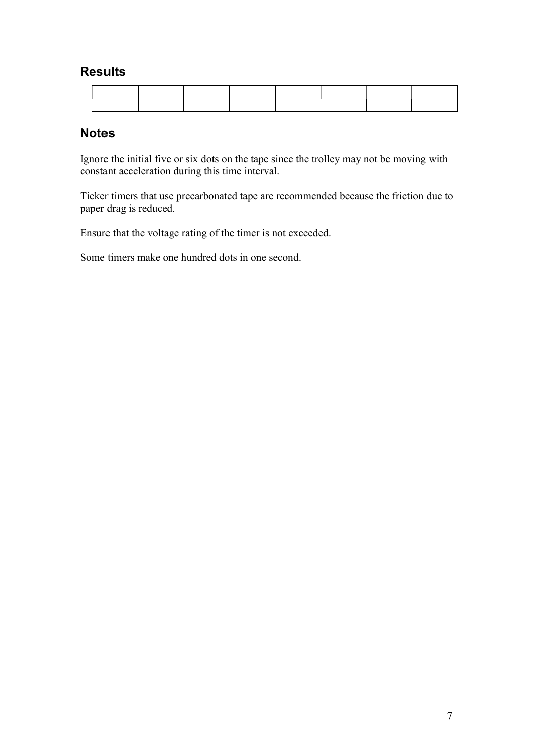## Results

| | | | | | | | |
|---|---|---|---|---|---|---|---|
| | | | | | | | |

## Notes

Ignore the initial five or six dots on the tape since the trolley may not be moving with constant acceleration during this time interval.

Ticker timers that use precarbonated tape are recommended because the friction due to paper drag is reduced.

Ensure that the voltage rating of the timer is not exceeded.

Some timers make one hundred dots in one second.